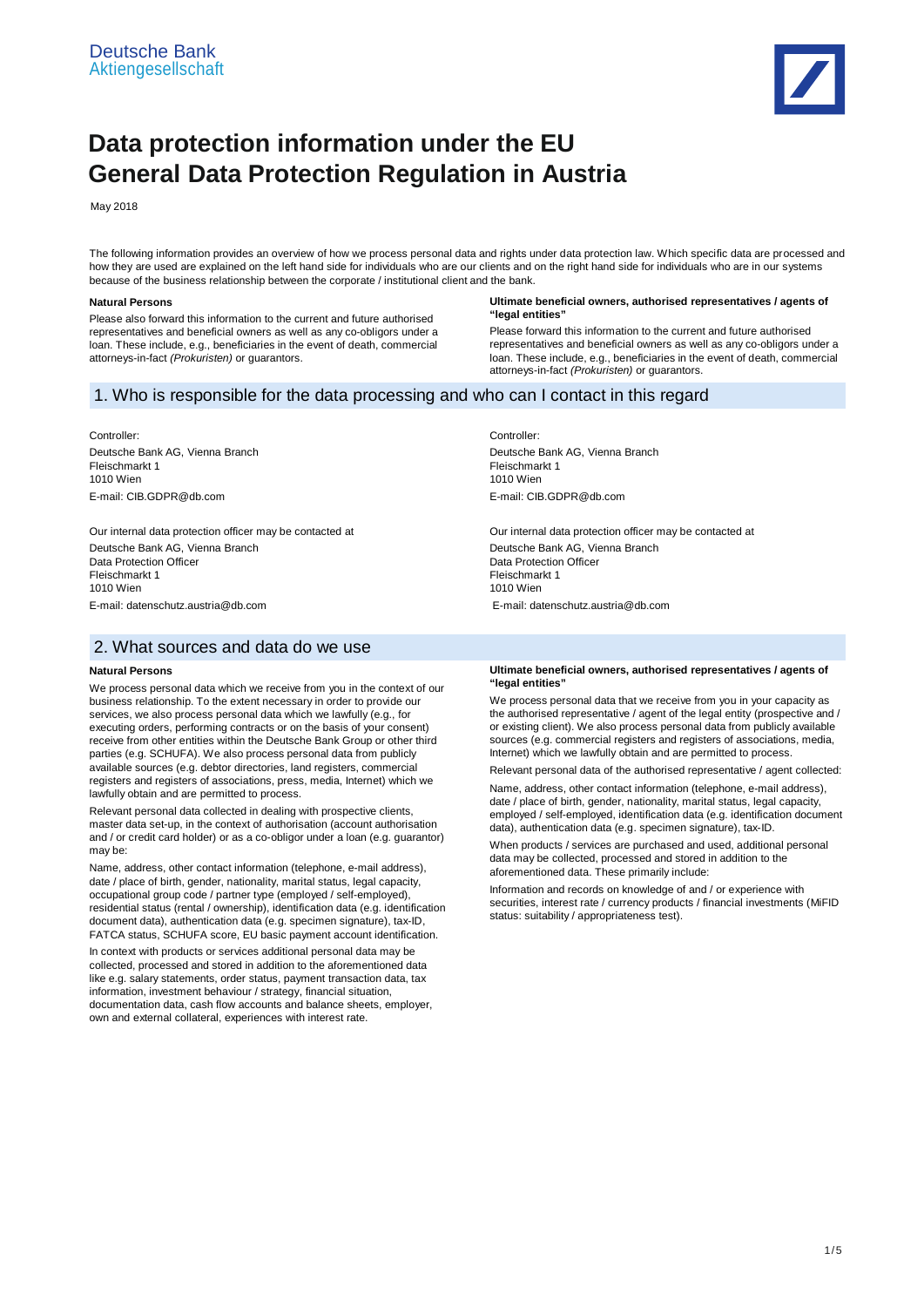Deutsche Bank
Aktiengesellschaft

# Data protection information under the EU General Data Protection Regulation in Austria

May 2018

The following information provides an overview of how we process personal data and rights under data protection law. Which specific data are processed and how they are used are explained on the left hand side for individuals who are our clients and on the right hand side for individuals who are in our systems because of the business relationship between the corporate / institutional client and the bank.

**Natural Persons**

Please also forward this information to the current and future authorised representatives and beneficial owners as well as any co-obligors under a loan. These include, e.g., beneficiaries in the event of death, commercial attorneys-in-fact *(Prokuristen)* or guarantors.

**Ultimate beneficial owners, authorised representatives / agents of "legal entities"**

Please forward this information to the current and future authorised representatives and beneficial owners as well as any co-obligors under a loan. These include, e.g., beneficiaries in the event of death, commercial attorneys-in-fact *(Prokuristen)* or guarantors.

## 1. Who is responsible for the data processing and who can I contact in this regard

**Natural Persons**

Controller:
Deutsche Bank AG, Vienna Branch
Fleischmarkt 1
1010 Wien
E-mail: CIB.GDPR@db.com

Our internal data protection officer may be contacted at
Deutsche Bank AG, Vienna Branch
Data Protection Officer
Fleischmarkt 1
1010 Wien
E-mail: datenschutz.austria@db.com

**Ultimate beneficial owners, authorised representatives / agents of "legal entities"**

Controller:
Deutsche Bank AG, Vienna Branch
Fleischmarkt 1
1010 Wien
E-mail: CIB.GDPR@db.com

Our internal data protection officer may be contacted at
Deutsche Bank AG, Vienna Branch
Data Protection Officer
Fleischmarkt 1
1010 Wien
E-mail: datenschutz.austria@db.com

## 2. What sources and data do we use

**Natural Persons**

We process personal data which we receive from you in the context of our business relationship. To the extent necessary in order to provide our services, we also process personal data which we lawfully (e.g., for executing orders, performing contracts or on the basis of your consent) receive from other entities within the Deutsche Bank Group or other third parties (e.g. SCHUFA). We also process personal data from publicly available sources (e.g. debtor directories, land registers, commercial registers and registers of associations, press, media, Internet) which we lawfully obtain and are permitted to process.

Relevant personal data collected in dealing with prospective clients, master data set-up, in the context of authorisation (account authorisation and / or credit card holder) or as a co-obligor under a loan (e.g. guarantor) may be:

Name, address, other contact information (telephone, e-mail address), date / place of birth, gender, nationality, marital status, legal capacity, occupational group code / partner type (employed / self-employed), residential status (rental / ownership), identification data (e.g. identification document data), authentication data (e.g. specimen signature), tax-ID, FATCA status, SCHUFA score, EU basic payment account identification.

In context with products or services additional personal data may be collected, processed and stored in addition to the aforementioned data like e.g. salary statements, order status, payment transaction data, tax information, investment behaviour / strategy, financial situation, documentation data, cash flow accounts and balance sheets, employer, own and external collateral, experiences with interest rate.

**Ultimate beneficial owners, authorised representatives / agents of "legal entities"**

We process personal data that we receive from you in your capacity as the authorised representative / agent of the legal entity (prospective and / or existing client). We also process personal data from publicly available sources (e.g. commercial registers and registers of associations, media, Internet) which we lawfully obtain and are permitted to process.

Relevant personal data of the authorised representative / agent collected:

Name, address, other contact information (telephone, e-mail address), date / place of birth, gender, nationality, marital status, legal capacity, employed / self-employed, identification data (e.g. identification document data), authentication data (e.g. specimen signature), tax-ID.

When products / services are purchased and used, additional personal data may be collected, processed and stored in addition to the aforementioned data. These primarily include:

Information and records on knowledge of and / or experience with securities, interest rate / currency products / financial investments (MiFID status: suitability / appropriateness test).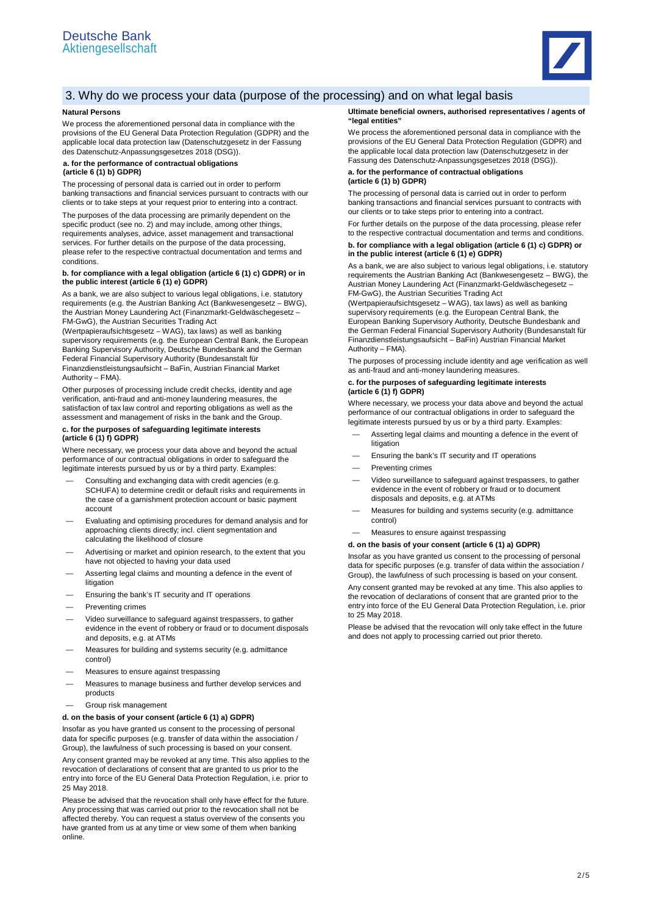## 3. Why do we process your data (purpose of the processing) and on what legal basis

### Natural Persons

We process the aforementioned personal data in compliance with the provisions of the EU General Data Protection Regulation (GDPR) and the applicable local data protection law (Datenschutzgesetz in der Fassung des Datenschutz-Anpassungsgesetzes 2018 (DSG)).

**a. for the performance of contractual obligations (article 6 (1) b) GDPR)**

The processing of personal data is carried out in order to perform banking transactions and financial services pursuant to contracts with our clients or to take steps at your request prior to entering into a contract.

The purposes of the data processing are primarily dependent on the specific product (see no. 2) and may include, among other things, requirements analyses, advice, asset management and transactional services. For further details on the purpose of the data processing, please refer to the respective contractual documentation and terms and conditions.

**b. for compliance with a legal obligation (article 6 (1) c) GDPR) or in the public interest (article 6 (1) e) GDPR)**

As a bank, we are also subject to various legal obligations, i.e. statutory requirements (e.g. the Austrian Banking Act (Bankwesengesetz – BWG), the Austrian Money Laundering Act (Finanzmarkt-Geldwäschegesetz – FM-GwG), the Austrian Securities Trading Act (Wertpapieraufsichtsgesetz – WAG), tax laws) as well as banking supervisory requirements (e.g. the European Central Bank, the European Banking Supervisory Authority, Deutsche Bundesbank and the German Federal Financial Supervisory Authority (Bundesanstalt für Finanzdienstleistungsaufsicht – BaFin, Austrian Financial Market Authority – FMA).

Other purposes of processing include credit checks, identity and age verification, anti-fraud and anti-money laundering measures, the satisfaction of tax law control and reporting obligations as well as the assessment and management of risks in the bank and the Group.

**c. for the purposes of safeguarding legitimate interests (article 6 (1) f) GDPR)**

Where necessary, we process your data above and beyond the actual performance of our contractual obligations in order to safeguard the legitimate interests pursued by us or by a third party. Examples:

- Consulting and exchanging data with credit agencies (e.g. SCHUFA) to determine credit or default risks and requirements in the case of a garnishment protection account or basic payment account
- Evaluating and optimising procedures for demand analysis and for approaching clients directly; incl. client segmentation and calculating the likelihood of closure
- Advertising or market and opinion research, to the extent that you have not objected to having your data used
- Asserting legal claims and mounting a defence in the event of litigation
- Ensuring the bank's IT security and IT operations
- Preventing crimes
- Video surveillance to safeguard against trespassers, to gather evidence in the event of robbery or fraud or to document disposals and deposits, e.g. at ATMs
- Measures for building and systems security (e.g. admittance control)
- Measures to ensure against trespassing
- Measures to manage business and further develop services and products
- Group risk management

**d. on the basis of your consent (article 6 (1) a) GDPR)**

Insofar as you have granted us consent to the processing of personal data for specific purposes (e.g. transfer of data within the association / Group), the lawfulness of such processing is based on your consent.

Any consent granted may be revoked at any time. This also applies to the revocation of declarations of consent that are granted to us prior to the entry into force of the EU General Data Protection Regulation, i.e. prior to 25 May 2018.

Please be advised that the revocation shall only have effect for the future. Any processing that was carried out prior to the revocation shall not be affected thereby. You can request a status overview of the consents you have granted from us at any time or view some of them when banking online.

### Ultimate beneficial owners, authorised representatives / agents of "legal entities"

We process the aforementioned personal data in compliance with the provisions of the EU General Data Protection Regulation (GDPR) and the applicable local data protection law (Datenschutzgesetz in der Fassung des Datenschutz-Anpassungsgesetzes 2018 (DSG)).

**a. for the performance of contractual obligations (article 6 (1) b) GDPR)**

The processing of personal data is carried out in order to perform banking transactions and financial services pursuant to contracts with our clients or to take steps prior to entering into a contract.

For further details on the purpose of the data processing, please refer to the respective contractual documentation and terms and conditions.

**b. for compliance with a legal obligation (article 6 (1) c) GDPR) or in the public interest (article 6 (1) e) GDPR)**

As a bank, we are also subject to various legal obligations, i.e. statutory requirements the Austrian Banking Act (Bankwesengesetz – BWG), the Austrian Money Laundering Act (Finanzmarkt-Geldwäschegesetz – FM-GwG), the Austrian Securities Trading Act (Wertpapieraufsichtsgesetz – WAG), tax laws) as well as banking supervisory requirements (e.g. the European Central Bank, the European Banking Supervisory Authority, Deutsche Bundesbank and the German Federal Financial Supervisory Authority (Bundesanstalt für Finanzdienstleistungsaufsicht – BaFin) Austrian Financial Market Authority – FMA).

The purposes of processing include identity and age verification as well as anti-fraud and anti-money laundering measures.

**c. for the purposes of safeguarding legitimate interests (article 6 (1) f) GDPR)**

Where necessary, we process your data above and beyond the actual performance of our contractual obligations in order to safeguard the legitimate interests pursued by us or by a third party. Examples:

- Asserting legal claims and mounting a defence in the event of litigation
- Ensuring the bank's IT security and IT operations
- Preventing crimes
- Video surveillance to safeguard against trespassers, to gather evidence in the event of robbery or fraud or to document disposals and deposits, e.g. at ATMs
- Measures for building and systems security (e.g. admittance control)
- Measures to ensure against trespassing

**d. on the basis of your consent (article 6 (1) a) GDPR)**

Insofar as you have granted us consent to the processing of personal data for specific purposes (e.g. transfer of data within the association / Group), the lawfulness of such processing is based on your consent.

Any consent granted may be revoked at any time. This also applies to the revocation of declarations of consent that are granted prior to the entry into force of the EU General Data Protection Regulation, i.e. prior to 25 May 2018.

Please be advised that the revocation will only take effect in the future and does not apply to processing carried out prior thereto.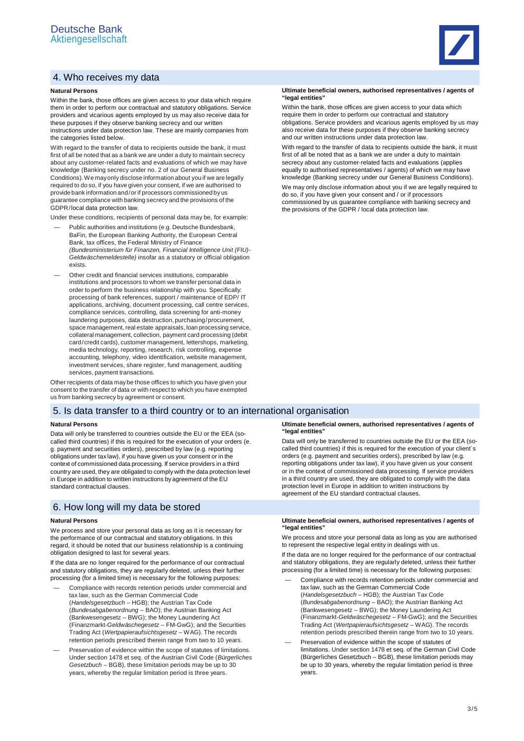## 4. Who receives my data

### Natural Persons

Within the bank, those offices are given access to your data which require them in order to perform our contractual and statutory obligations. Service providers and vicarious agents employed by us may also receive data for these purposes if they observe banking secrecy and our written instructions under data protection law. These are mainly companies from the categories listed below.

With regard to the transfer of data to recipients outside the bank, it must first of all be noted that as a bank we are under a duty to maintain secrecy about any customer-related facts and evaluations of which we may have knowledge (Banking secrecy under no. 2 of our General Business Conditions). We may only disclose information about you if we are legally required to do so, if you have given your consent, if we are authorised to provide bank information and/or if processors commissioned by us guarantee compliance with banking secrecy and the provisions of the GDPR/local data protection law.

Under these conditions, recipients of personal data may be, for example:

- Public authorities and institutions (e.g. Deutsche Bundesbank, BaFin, the European Banking Authority, the European Central Bank, tax offices, the Federal Ministry of Finance *(Bundesministerium für Finanzen, Financial Intelligence Unit (FIU)-Geldwäschemeldestelle)* insofar as a statutory or official obligation exists.
- Other credit and financial services institutions, comparable institutions and processors to whom we transfer personal data in order to perform the business relationship with you. Specifically: processing of bank references, support / maintenance of EDP/ IT applications, archiving, document processing, call centre services, compliance services, controlling, data screening for anti-money laundering purposes, data destruction, purchasing/procurement, space management, real estate appraisals, loan processing service, collateral management, collection, payment card processing (debit card/credit cards), customer management, lettershops, marketing, media technology, reporting, research, risk controlling, expense accounting, telephony, video identification, website management, investment services, share register, fund management, auditing services, payment transactions.

Other recipients of data may be those offices to which you have given your consent to the transfer of data or with respect to which you have exempted us from banking secrecy by agreement or consent.

### Ultimate beneficial owners, authorised representatives / agents of "legal entities"

Within the bank, those offices are given access to your data which require them in order to perform our contractual and statutory obligations. Service providers and vicarious agents employed by us may also receive data for these purposes if they observe banking secrecy and our written instructions under data protection law.

With regard to the transfer of data to recipients outside the bank, it must first of all be noted that as a bank we are under a duty to maintain secrecy about any customer-related facts and evaluations (applies equally to authorised representatives / agents) of which we may have knowledge (Banking secrecy under our General Business Conditions).

We may only disclose information about you if we are legally required to do so, if you have given your consent and / or if processors commissioned by us guarantee compliance with banking secrecy and the provisions of the GDPR / local data protection law.

## 5. Is data transfer to a third country or to an international organisation

### Natural Persons

Data will only be transferred to countries outside the EU or the EEA (so-called third countries) if this is required for the execution of your orders (e. g. payment and securities orders), prescribed by law (e.g. reporting obligations under tax law), if you have given us your consent or in the context of commissioned data processing. If service providers in a third country are used, they are obligated to comply with the data protection level in Europe in addition to written instructions by agreement of the EU standard contractual clauses.

### Ultimate beneficial owners, authorised representatives / agents of "legal entities"

Data will only be transferred to countries outside the EU or the EEA (so-called third countries) if this is required for the execution of your client´s orders (e.g. payment and securities orders), prescribed by law (e.g. reporting obligations under tax law), if you have given us your consent or in the context of commissioned data processing. If service providers in a third country are used, they are obligated to comply with the data protection level in Europe in addition to written instructions by agreement of the EU standard contractual clauses.

## 6. How long will my data be stored

### Natural Persons

We process and store your personal data as long as it is necessary for the performance of our contractual and statutory obligations. In this regard, it should be noted that our business relationship is a continuing obligation designed to last for several years.

If the data are no longer required for the performance of our contractual and statutory obligations, they are regularly deleted, unless their further processing (for a limited time) is necessary for the following purposes:

- Compliance with records retention periods under commercial and tax law, such as the German Commercial Code (*Handelsgesetzbuch* – HGB); the Austrian Tax Code (*Bundesabgabenordnung* – BAO); the Austrian Banking Act (Bankwesengesetz – BWG); the Money Laundering Act (Finanzmarkt-*Geldwäschegesetz* – FM-GwG); and the Securities Trading Act (*Wertpapieraufsichtsgesetz* – WAG). The records retention periods prescribed therein range from two to 10 years.
- Preservation of evidence within the scope of statutes of limitations. Under section 1478 et seq. of the Austrian Civil Code (*Bürgerliches Gesetzbuch* – BGB), these limitation periods may be up to 30 years, whereby the regular limitation period is three years.

### Ultimate beneficial owners, authorised representatives / agents of "legal entities"

We process and store your personal data as long as you are authorised to represent the respective legal entity in dealings with us.

If the data are no longer required for the performance of our contractual and statutory obligations, they are regularly deleted, unless their further processing (for a limited time) is necessary for the following purposes:

- Compliance with records retention periods under commercial and tax law, such as the German Commercial Code (*Handelsgesetzbuch* – HGB); the Austrian Tax Code (*Bundesabgabenordnung* – BAO); the Austrian Banking Act (Bankwesengesetz – BWG); the Money Laundering Act (Finanzmarkt-*Geldwäschegesetz* – FM-GwG); and the Securities Trading Act (*Wertpapieraufsichtsgesetz* – WAG). The records retention periods prescribed therein range from two to 10 years.
- Preservation of evidence within the scope of statutes of limitations. Under section 1478 et seq. of the German Civil Code (Bürgerliches Gesetzbuch – BGB), these limitation periods may be up to 30 years, whereby the regular limitation period is three years.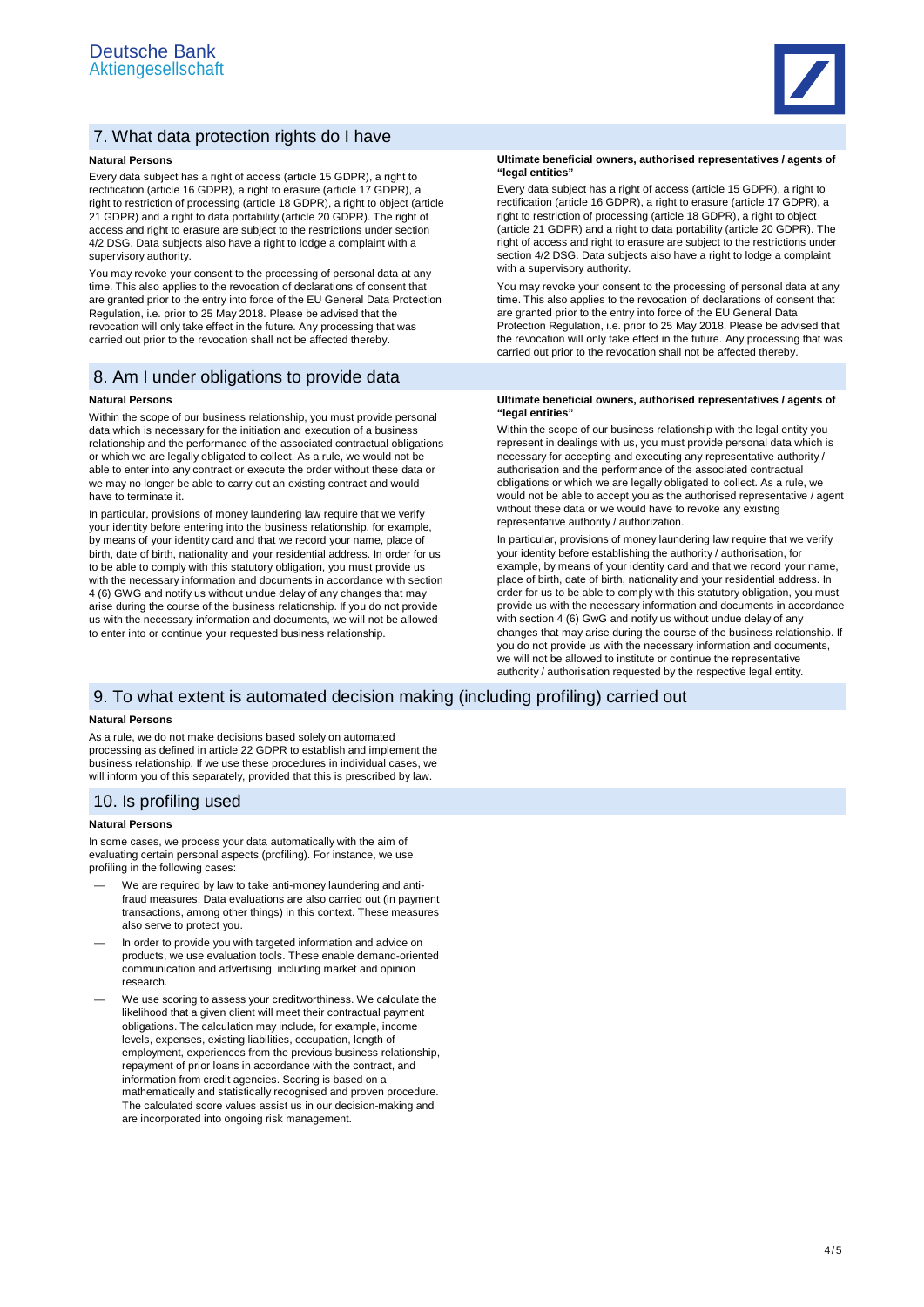## 7. What data protection rights do I have

**Natural Persons**

Every data subject has a right of access (article 15 GDPR), a right to rectification (article 16 GDPR), a right to erasure (article 17 GDPR), a right to restriction of processing (article 18 GDPR), a right to object (article 21 GDPR) and a right to data portability (article 20 GDPR). The right of access and right to erasure are subject to the restrictions under section 4/2 DSG. Data subjects also have a right to lodge a complaint with a supervisory authority.

You may revoke your consent to the processing of personal data at any time. This also applies to the revocation of declarations of consent that are granted prior to the entry into force of the EU General Data Protection Regulation, i.e. prior to 25 May 2018. Please be advised that the revocation will only take effect in the future. Any processing that was carried out prior to the revocation shall not be affected thereby.

**Ultimate beneficial owners, authorised representatives / agents of "legal entities"**

Every data subject has a right of access (article 15 GDPR), a right to rectification (article 16 GDPR), a right to erasure (article 17 GDPR), a right to restriction of processing (article 18 GDPR), a right to object (article 21 GDPR) and a right to data portability (article 20 GDPR). The right of access and right to erasure are subject to the restrictions under section 4/2 DSG. Data subjects also have a right to lodge a complaint with a supervisory authority.

You may revoke your consent to the processing of personal data at any time. This also applies to the revocation of declarations of consent that are granted prior to the entry into force of the EU General Data Protection Regulation, i.e. prior to 25 May 2018. Please be advised that the revocation will only take effect in the future. Any processing that was carried out prior to the revocation shall not be affected thereby.

## 8. Am I under obligations to provide data

**Natural Persons**

Within the scope of our business relationship, you must provide personal data which is necessary for the initiation and execution of a business relationship and the performance of the associated contractual obligations or which we are legally obligated to collect. As a rule, we would not be able to enter into any contract or execute the order without these data or we may no longer be able to carry out an existing contract and would have to terminate it.

In particular, provisions of money laundering law require that we verify your identity before entering into the business relationship, for example, by means of your identity card and that we record your name, place of birth, date of birth, nationality and your residential address. In order for us to be able to comply with this statutory obligation, you must provide us with the necessary information and documents in accordance with section 4 (6) GWG and notify us without undue delay of any changes that may arise during the course of the business relationship. If you do not provide us with the necessary information and documents, we will not be allowed to enter into or continue your requested business relationship.

**Ultimate beneficial owners, authorised representatives / agents of "legal entities"**

Within the scope of our business relationship with the legal entity you represent in dealings with us, you must provide personal data which is necessary for accepting and executing any representative authority / authorisation and the performance of the associated contractual obligations or which we are legally obligated to collect. As a rule, we would not be able to accept you as the authorised representative / agent without these data or we would have to revoke any existing representative authority / authorization.

In particular, provisions of money laundering law require that we verify your identity before establishing the authority / authorisation, for example, by means of your identity card and that we record your name, place of birth, date of birth, nationality and your residential address. In order for us to be able to comply with this statutory obligation, you must provide us with the necessary information and documents in accordance with section 4 (6) GwG and notify us without undue delay of any changes that may arise during the course of the business relationship. If you do not provide us with the necessary information and documents, we will not be allowed to institute or continue the representative authority / authorisation requested by the respective legal entity.

## 9. To what extent is automated decision making (including profiling) carried out

**Natural Persons**

As a rule, we do not make decisions based solely on automated processing as defined in article 22 GDPR to establish and implement the business relationship. If we use these procedures in individual cases, we will inform you of this separately, provided that this is prescribed by law.

## 10. Is profiling used

**Natural Persons**

In some cases, we process your data automatically with the aim of evaluating certain personal aspects (profiling). For instance, we use profiling in the following cases:

- We are required by law to take anti-money laundering and anti-fraud measures. Data evaluations are also carried out (in payment transactions, among other things) in this context. These measures also serve to protect you.
- In order to provide you with targeted information and advice on products, we use evaluation tools. These enable demand-oriented communication and advertising, including market and opinion research.
- We use scoring to assess your creditworthiness. We calculate the likelihood that a given client will meet their contractual payment obligations. The calculation may include, for example, income levels, expenses, existing liabilities, occupation, length of employment, experiences from the previous business relationship, repayment of prior loans in accordance with the contract, and information from credit agencies. Scoring is based on a mathematically and statistically recognised and proven procedure. The calculated score values assist us in our decision-making and are incorporated into ongoing risk management.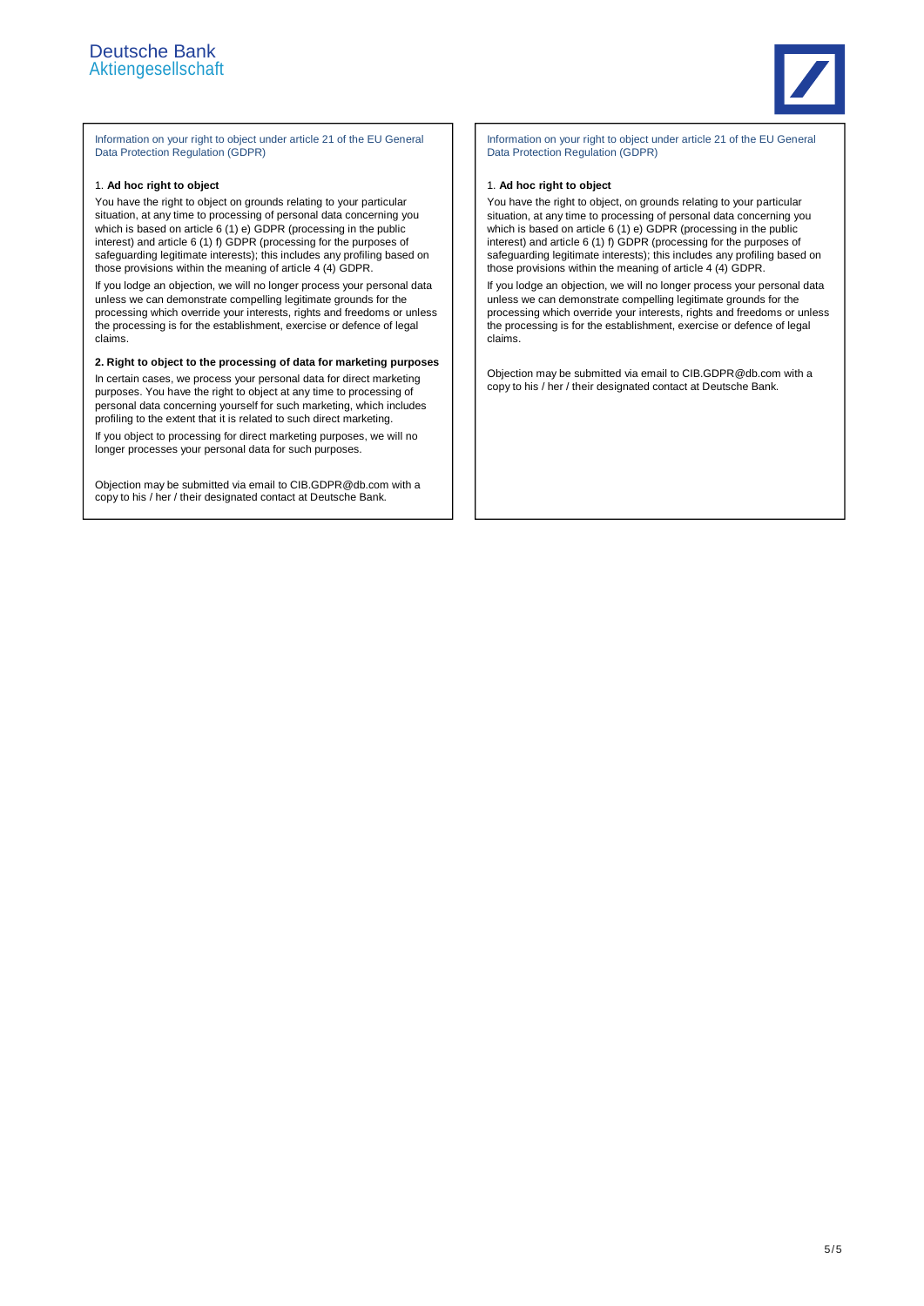Deutsche Bank
Aktiengesellschaft

Information on your right to object under article 21 of the EU General Data Protection Regulation (GDPR)

1. **Ad hoc right to object**

You have the right to object on grounds relating to your particular situation, at any time to processing of personal data concerning you which is based on article 6 (1) e) GDPR (processing in the public interest) and article 6 (1) f) GDPR (processing for the purposes of safeguarding legitimate interests); this includes any profiling based on those provisions within the meaning of article 4 (4) GDPR.

If you lodge an objection, we will no longer process your personal data unless we can demonstrate compelling legitimate grounds for the processing which override your interests, rights and freedoms or unless the processing is for the establishment, exercise or defence of legal claims.

**2. Right to object to the processing of data for marketing purposes**

In certain cases, we process your personal data for direct marketing purposes. You have the right to object at any time to processing of personal data concerning yourself for such marketing, which includes profiling to the extent that it is related to such direct marketing.

If you object to processing for direct marketing purposes, we will no longer processes your personal data for such purposes.

Objection may be submitted via email to CIB.GDPR@db.com with a copy to his / her / their designated contact at Deutsche Bank.

Information on your right to object under article 21 of the EU General Data Protection Regulation (GDPR)

1. **Ad hoc right to object**

You have the right to object, on grounds relating to your particular situation, at any time to processing of personal data concerning you which is based on article 6 (1) e) GDPR (processing in the public interest) and article 6 (1) f) GDPR (processing for the purposes of safeguarding legitimate interests); this includes any profiling based on those provisions within the meaning of article 4 (4) GDPR.

If you lodge an objection, we will no longer process your personal data unless we can demonstrate compelling legitimate grounds for the processing which override your interests, rights and freedoms or unless the processing is for the establishment, exercise or defence of legal claims.

Objection may be submitted via email to CIB.GDPR@db.com with a copy to his / her / their designated contact at Deutsche Bank.